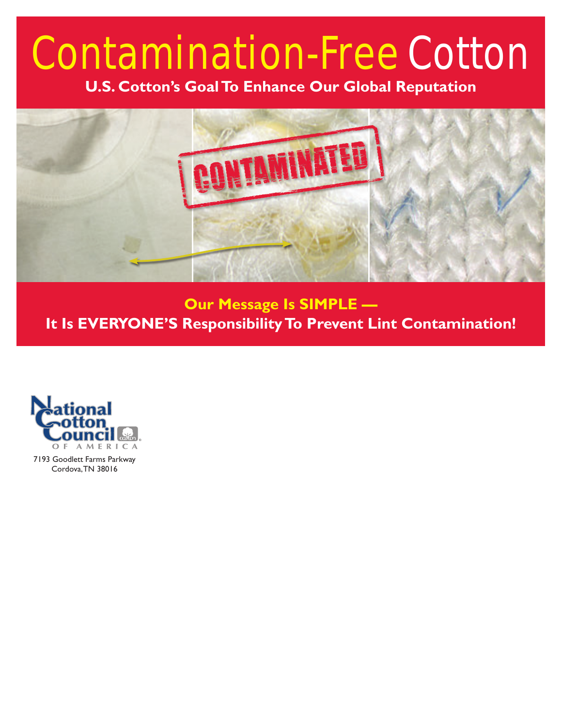# Contamination-Free Cotton

**U.S. Cotton's Goal To Enhance Our Global Reputation**

CONTAMINATED

**Our Message Is SIMPLE —**
**It Is EVERYONE'S Responsibility To Prevent Lint Contamination!**

National Cotton Council OF AMERICA

7193 Goodlett Farms Parkway
Cordova, TN 38016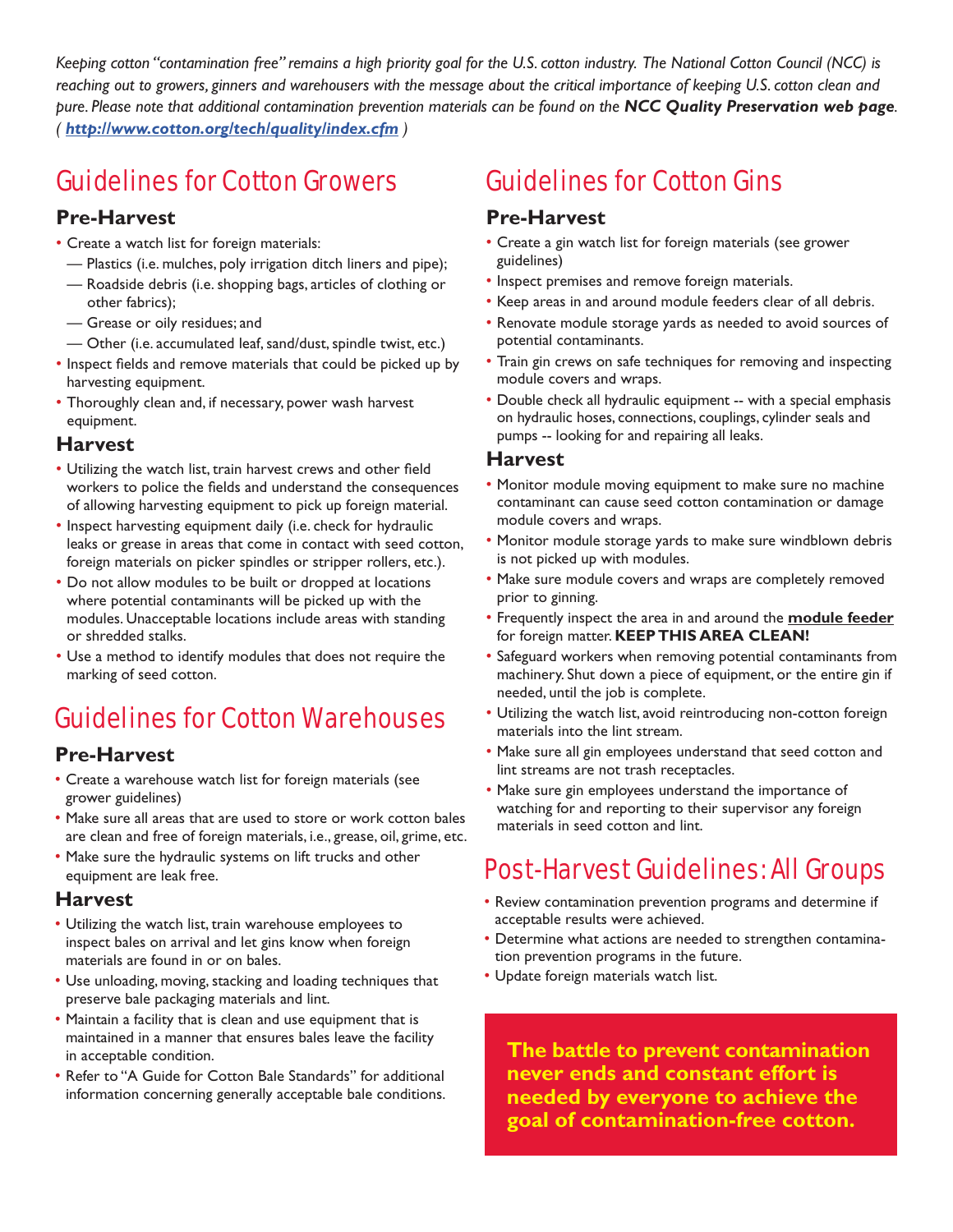*Keeping cotton "contamination free" remains a high priority goal for the U.S. cotton industry. The National Cotton Council (NCC) is reaching out to growers, ginners and warehousers with the message about the critical importance of keeping U.S. cotton clean and pure. Please note that additional contamination prevention materials can be found on the **NCC Quality Preservation web page**. ( **http://www.cotton.org/tech/quality/index.cfm** )*

## Guidelines for Cotton Growers

### Pre-Harvest

- Create a watch list for foreign materials:
  - — Plastics (i.e. mulches, poly irrigation ditch liners and pipe);
  - — Roadside debris (i.e. shopping bags, articles of clothing or other fabrics);
  - — Grease or oily residues; and
  - — Other (i.e. accumulated leaf, sand/dust, spindle twist, etc.)
- Inspect fields and remove materials that could be picked up by harvesting equipment.
- Thoroughly clean and, if necessary, power wash harvest equipment.

### Harvest

- Utilizing the watch list, train harvest crews and other field workers to police the fields and understand the consequences of allowing harvesting equipment to pick up foreign material.
- Inspect harvesting equipment daily (i.e. check for hydraulic leaks or grease in areas that come in contact with seed cotton, foreign materials on picker spindles or stripper rollers, etc.).
- Do not allow modules to be built or dropped at locations where potential contaminants will be picked up with the modules. Unacceptable locations include areas with standing or shredded stalks.
- Use a method to identify modules that does not require the marking of seed cotton.

## Guidelines for Cotton Warehouses

### Pre-Harvest

- Create a warehouse watch list for foreign materials (see grower guidelines)
- Make sure all areas that are used to store or work cotton bales are clean and free of foreign materials, i.e., grease, oil, grime, etc.
- Make sure the hydraulic systems on lift trucks and other equipment are leak free.

### Harvest

- Utilizing the watch list, train warehouse employees to inspect bales on arrival and let gins know when foreign materials are found in or on bales.
- Use unloading, moving, stacking and loading techniques that preserve bale packaging materials and lint.
- Maintain a facility that is clean and use equipment that is maintained in a manner that ensures bales leave the facility in acceptable condition.
- Refer to "A Guide for Cotton Bale Standards" for additional information concerning generally acceptable bale conditions.

## Guidelines for Cotton Gins

### Pre-Harvest

- Create a gin watch list for foreign materials (see grower guidelines)
- Inspect premises and remove foreign materials.
- Keep areas in and around module feeders clear of all debris.
- Renovate module storage yards as needed to avoid sources of potential contaminants.
- Train gin crews on safe techniques for removing and inspecting module covers and wraps.
- Double check all hydraulic equipment -- with a special emphasis on hydraulic hoses, connections, couplings, cylinder seals and pumps -- looking for and repairing all leaks.

### Harvest

- Monitor module moving equipment to make sure no machine contaminant can cause seed cotton contamination or damage module covers and wraps.
- Monitor module storage yards to make sure windblown debris is not picked up with modules.
- Make sure module covers and wraps are completely removed prior to ginning.
- Frequently inspect the area in and around the **module feeder** for foreign matter. **KEEP THIS AREA CLEAN!**
- Safeguard workers when removing potential contaminants from machinery. Shut down a piece of equipment, or the entire gin if needed, until the job is complete.
- Utilizing the watch list, avoid reintroducing non-cotton foreign materials into the lint stream.
- Make sure all gin employees understand that seed cotton and lint streams are not trash receptacles.
- Make sure gin employees understand the importance of watching for and reporting to their supervisor any foreign materials in seed cotton and lint.

## Post-Harvest Guidelines: All Groups

- Review contamination prevention programs and determine if acceptable results were achieved.
- Determine what actions are needed to strengthen contamination prevention programs in the future.
- Update foreign materials watch list.

**The battle to prevent contamination never ends and constant effort is needed by everyone to achieve the goal of contamination-free cotton.**